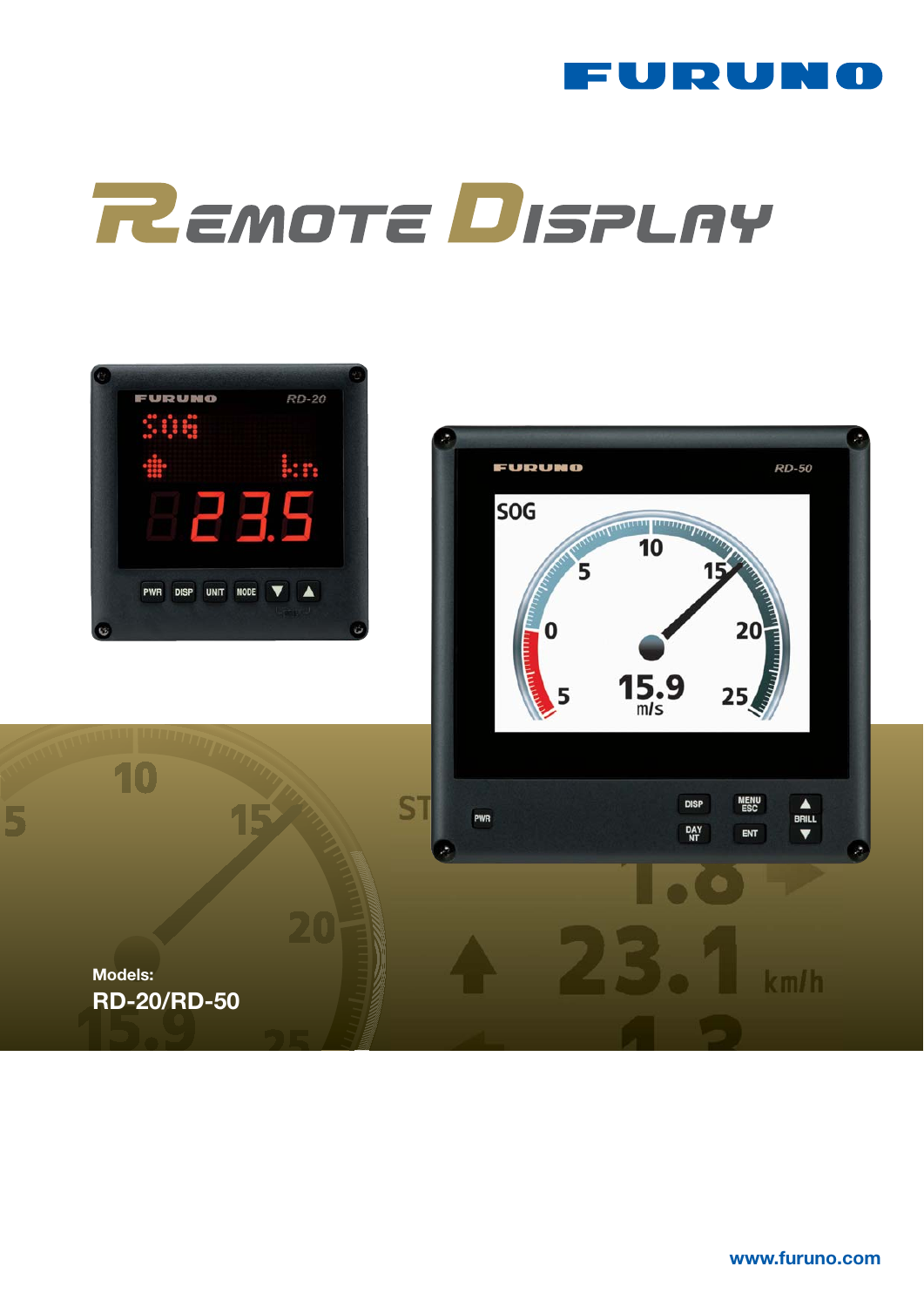FURUNO

# Remote Display

Models:

**RD-20/RD-50**

www.furuno.com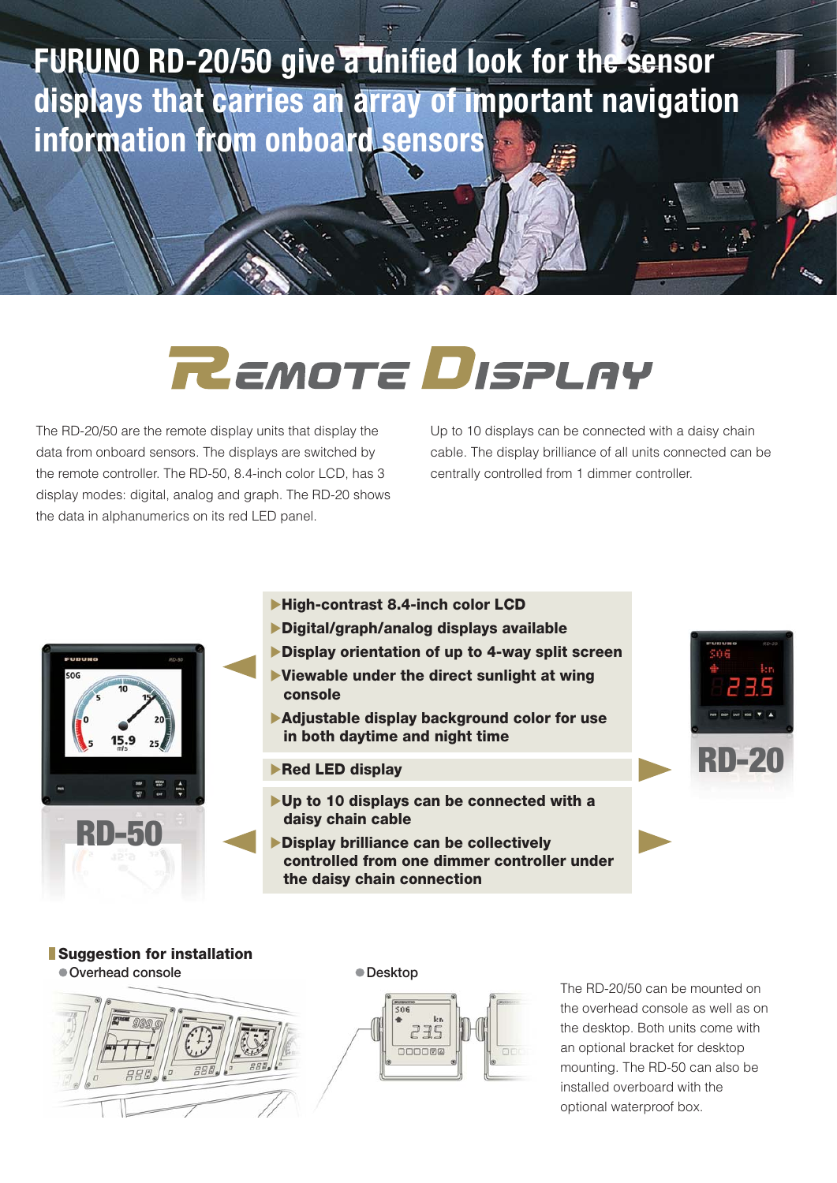# FURUNO RD-20/50 give a unified look for the sensor displays that carries an array of important navigation information from onboard sensors

## REMOTE DISPLAY

The RD-20/50 are the remote display units that display the data from onboard sensors. The displays are switched by the remote controller. The RD-50, 8.4-inch color LCD, has 3 display modes: digital, analog and graph. The RD-20 shows the data in alphanumerics on its red LED panel.

Up to 10 displays can be connected with a daisy chain cable. The display brilliance of all units connected can be centrally controlled from 1 dimmer controller.

### RD-50

- **▶High-contrast 8.4-inch color LCD**
- **▶Digital/graph/analog displays available**
- **▶Display orientation of up to 4-way split screen**
- **▶Viewable under the direct sunlight at wing console**
- **▶Adjustable display background color for use in both daytime and night time**

### RD-20

- **▶Red LED display**

### RD-50 / RD-20

- **▶Up to 10 displays can be connected with a daisy chain cable**
- **▶Display brilliance can be collectively controlled from one dimmer controller under the daisy chain connection**

## Suggestion for installation

- Overhead console
- Desktop

The RD-20/50 can be mounted on the overhead console as well as on the desktop. Both units come with an optional bracket for desktop mounting. The RD-50 can also be installed overboard with the optional waterproof box.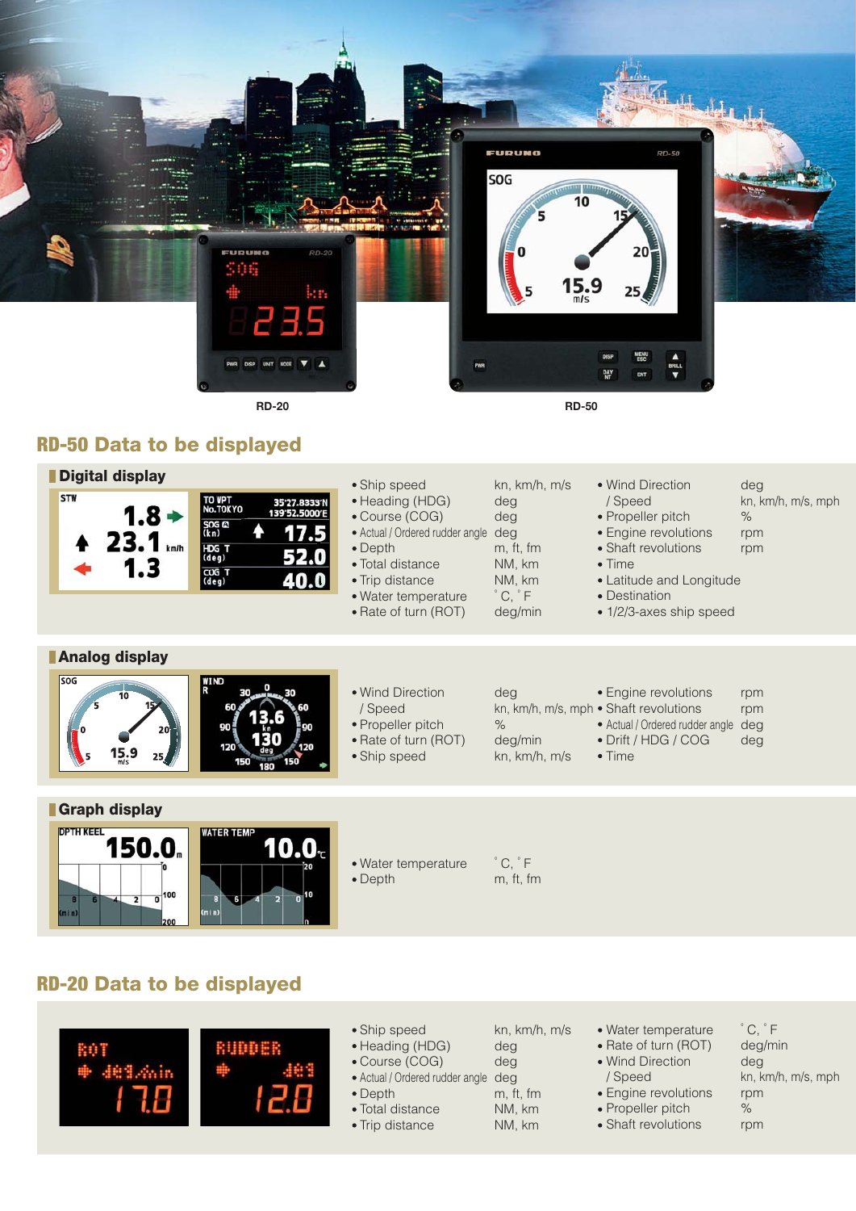RD-20

RD-50

## RD-50 Data to be displayed

### Digital display

| Data | Unit |
|---|---|
| • Ship speed | kn, km/h, m/s |
| • Heading (HDG) | deg |
| • Course (COG) | deg |
| • Actual / Ordered rudder angle | deg |
| • Depth | m, ft, fm |
| • Total distance | NM, km |
| • Trip distance | NM, km |
| • Water temperature | ˚C, ˚F |
| • Rate of turn (ROT) | deg/min |
| • Wind Direction / Speed | deg / kn, km/h, m/s, mph |
| • Propeller pitch | % |
| • Engine revolutions | rpm |
| • Shaft revolutions | rpm |
| • Time | |
| • Latitude and Longitude | |
| • Destination | |
| • 1/2/3-axes ship speed | |

### Analog display

| Data | Unit |
|---|---|
| • Wind Direction / Speed | deg / kn, km/h, m/s, mph |
| • Propeller pitch | % |
| • Rate of turn (ROT) | deg/min |
| • Ship speed | kn, km/h, m/s |
| • Engine revolutions | rpm |
| • Shaft revolutions | rpm |
| • Actual / Ordered rudder angle | deg |
| • Drift / HDG / COG | deg |
| • Time | |

### Graph display

| Data | Unit |
|---|---|
| • Water temperature | ˚C, ˚F |
| • Depth | m, ft, fm |

## RD-20 Data to be displayed

| Data | Unit |
|---|---|
| • Ship speed | kn, km/h, m/s |
| • Heading (HDG) | deg |
| • Course (COG) | deg |
| • Actual / Ordered rudder angle | deg |
| • Depth | m, ft, fm |
| • Total distance | NM, km |
| • Trip distance | NM, km |
| • Water temperature | ˚C, ˚F |
| • Rate of turn (ROT) | deg/min |
| • Wind Direction / Speed | deg / kn, km/h, m/s, mph |
| • Engine revolutions | rpm |
| • Propeller pitch | % |
| • Shaft revolutions | rpm |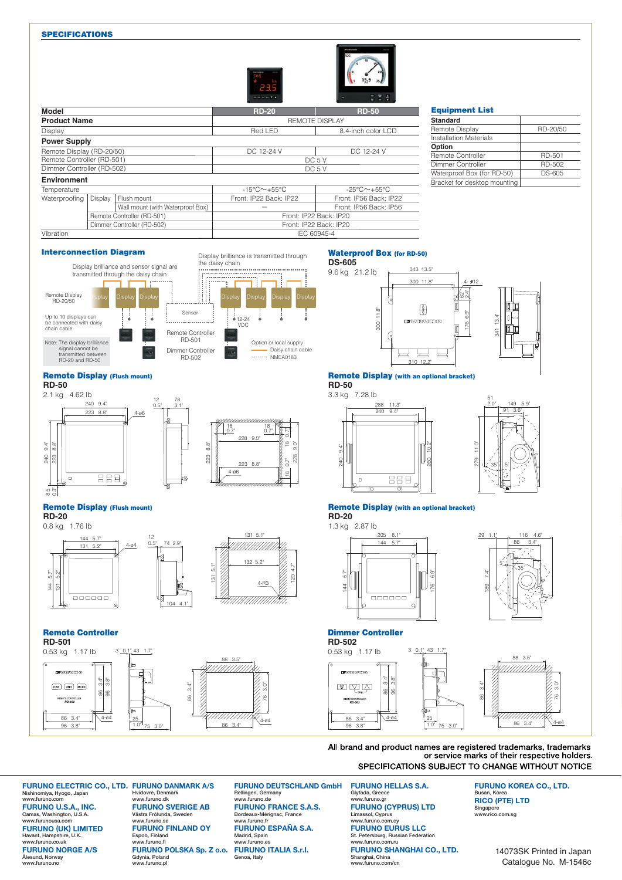## SPECIFICATIONS

| Model | | | RD-20 | RD-50 |
|---|---|---|---|---|
| **Product Name** | | | REMOTE DISPLAY | |
| Display | | | Red LED | 8.4-inch color LCD |
| **Power Supply** | | | | |
| Remote Display (RD-20/50) | | | DC 12-24 V | DC 12-24 V |
| Remote Controller (RD-501) | | | DC 5 V | |
| Dimmer Controller (RD-502) | | | DC 5 V | |
| **Environment** | | | | |
| Temperature | | | -15°C～+55°C | -25°C～+55°C |
| Waterproofing | Display | Flush mount | Front: IP22 Back: IP22 | Front: IP56 Back: IP22 |
| | | Wall mount (with Waterproof Box) | — | Front: IP56 Back: IP56 |
| | Remote Controller (RD-501) | | Front: IP22 Back: IP20 | |
| | Dimmer Controller (RD-502) | | Front: IP22 Back: IP20 | |
| Vibration | | | IEC 60945-4 | |

### Equipment List

| | |
|---|---|
| **Standard** | |
| Remote Display | RD-20/50 |
| Installation Materials | |
| **Option** | |
| Remote Controller | RD-501 |
| Dimmer Controller | RD-502 |
| Waterproof Box (for RD-50) | DS-605 |
| Bracket for desktop mounting | |

### Interconnection Diagram

Display brilliance and sensor signal are transmitted through the daisy chain

Display brilliance is transmitted through the daisy chain

Remote Display RD-20/50

Display Display Display Display Display Display Display

Sensor

12-24 VDC

Up to 10 displays can be connected with daisy chain cable

Remote Controller RD-501

Dimmer Controller RD-502

Option or local supply

Daisy chain cable

NMEA0183

Note: The display brilliance signal cannot be transmitted between RD-20 and RD-50

### Waterproof Box (for RD-50)

**DS-605**

9.6 kg 21.2 lb

343 13.5"
300 11.8"
4-ø12
300 11.8"
176 6.9"
62 2.4"
341 13.4"
310 12.2"

### Remote Display (Flush mount)

**RD-50**

2.1 kg 4.62 lb

240 9.4"
223 8.8"
4-ø6
12 0.5"
78 3.1"
240 9.4"
223 8.8"
8.5 0.3"
18 0.7"
18 0.7"
228 9.0"
223 8.8"
4-ø6
18 0.7"
228 9.0"
18 0.7"

### Remote Display (with an optional bracket)

**RD-50**

3.3 kg 7.28 lb

288 11.3"
240 9.4"
240 9.4"
260 10.2"
51 2.0"
149 5.9"
91 3.6"
279 11.0"
35°
5°

### Remote Display (Flush mount)

**RD-20**

0.8 kg 1.76 lb

144 5.7"
131 5.2"
4-ø4
144 5.7"
131 5.2"
12 0.5"
74 2.9"
104 4.1"
131 5.1"
132 5.2"
131 5.1"
120 4.7"
4-R3

### Remote Display (with an optional bracket)

**RD-20**

1.3 kg 2.87 lb

205 8.1"
144 5.7"
144 5.7"
176 6.9"
29 1.1"
116 4.6"
86 3.4"
189 7.4"
5°
35°

### Remote Controller

**RD-501**

0.53 kg 1.17 lb

3 0.1"
43 1.7"
86 3.4"
96 3.8"
86 3.4"
96 3.8"
4-ø4
25 1.0"
75 3.0"
88 3.5"
86 3.4"
76 3.0"
86 3.4"
4-ø4

### Dimmer Controller

**RD-502**

0.53 kg 1.17 lb

3 0.1"
43 1.7"
86 3.4"
96 3.8"
86 3.4"
96 3.8"
4-ø4
25 1.0"
75 3.0"
88 3.5"
86 3.4"
76 3.0"
86 3.4"
4-ø4

All brand and product names are registered trademarks, trademarks or service marks of their respective holders.

SPECIFICATIONS SUBJECT TO CHANGE WITHOUT NOTICE

**FURUNO ELECTRIC CO., LTD.**
Nishinomiya, Hyogo, Japan
www.furuno.com

**FURUNO U.S.A., INC.**
Camas, Washington, U.S.A.
www.furunousa.com

**FURUNO (UK) LIMITED**
Havant, Hampshire, U.K.
www.furuno.co.uk

**FURUNO NORGE A/S**
Ålesund, Norway
www.furuno.no

**FURUNO DANMARK A/S**
Hvidovre, Denmark
www.furuno.dk

**FURUNO SVERIGE AB**
Västra Frölunda, Sweden
www.furuno.se

**FURUNO FINLAND OY**
Espoo, Finland
www.furuno.fi

**FURUNO POLSKA Sp. Z o.o.**
Gdynia, Poland
www.furuno.pl

**FURUNO DEUTSCHLAND GmbH**
Rellingen, Germany
www.furuno.de

**FURUNO FRANCE S.A.S.**
Bordeaux-Mérignac, France
www.furuno.fr

**FURUNO ESPAÑA S.A.**
Madrid, Spain
www.furuno.es

**FURUNO ITALIA S.r.l.**
Genoa, Italy

**FURUNO HELLAS S.A.**
Glyfada, Greece
www.furuno.gr

**FURUNO (CYPRUS) LTD**
Limassol, Cyprus
www.furuno.com.cy

**FURUNO EURUS LLC**
St. Petersburg, Russian Federation
www.furuno.com.ru

**FURUNO SHANGHAI CO., LTD.**
Shanghai, China
www.furuno.com/cn

**FURUNO KOREA CO., LTD.**
Busan, Korea

**RICO (PTE) LTD**
Singapore
www.rico.com.sg

14073SK Printed in Japan
Catalogue No. M-1546c